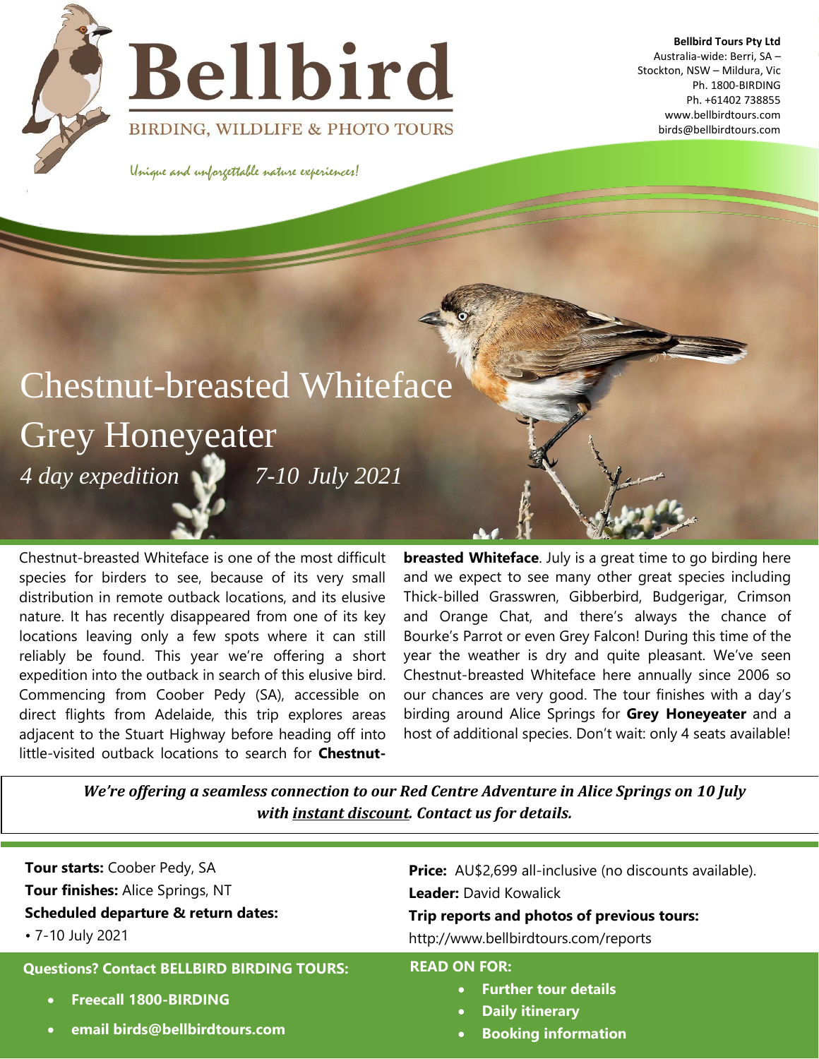# Bellbird

BIRDING, WILDLIFE & PHOTO TOURS

*Unique and unforgettable nature experiences!*

**Bellbird Tours Pty Ltd**
Australia-wide: Berri, SA – Stockton, NSW – Mildura, Vic
Ph. 1800-BIRDING
Ph. +61402 738855
www.bellbirdtours.com
birds@bellbirdtours.com

# Chestnut-breasted Whiteface
# Grey Honeyeater

*4 day expedition* *7-10 July 2021*

Chestnut-breasted Whiteface is one of the most difficult species for birders to see, because of its very small distribution in remote outback locations, and its elusive nature. It has recently disappeared from one of its key locations leaving only a few spots where it can still reliably be found. This year we're offering a short expedition into the outback in search of this elusive bird. Commencing from Coober Pedy (SA), accessible on direct flights from Adelaide, this trip explores areas adjacent to the Stuart Highway before heading off into little-visited outback locations to search for **Chestnut-breasted Whiteface**. July is a great time to go birding here and we expect to see many other great species including Thick-billed Grasswren, Gibberbird, Budgerigar, Crimson and Orange Chat, and there's always the chance of Bourke's Parrot or even Grey Falcon! During this time of the year the weather is dry and quite pleasant. We've seen Chestnut-breasted Whiteface here annually since 2006 so our chances are very good. The tour finishes with a day's birding around Alice Springs for **Grey Honeyeater** and a host of additional species. Don't wait: only 4 seats available!

***We're offering a seamless connection to our Red Centre Adventure in Alice Springs on 10 July with instant discount. Contact us for details.***

**Tour starts:** Coober Pedy, SA
**Tour finishes:** Alice Springs, NT
**Scheduled departure & return dates:**
- 7-10 July 2021

**Price:** AU$2,699 all-inclusive (no discounts available).
**Leader:** David Kowalick
**Trip reports and photos of previous tours:**
http://www.bellbirdtours.com/reports

**Questions? Contact BELLBIRD BIRDING TOURS:**

- **Freecall 1800-BIRDING**
- **email birds@bellbirdtours.com**

**READ ON FOR:**

- **Further tour details**
- **Daily itinerary**
- **Booking information**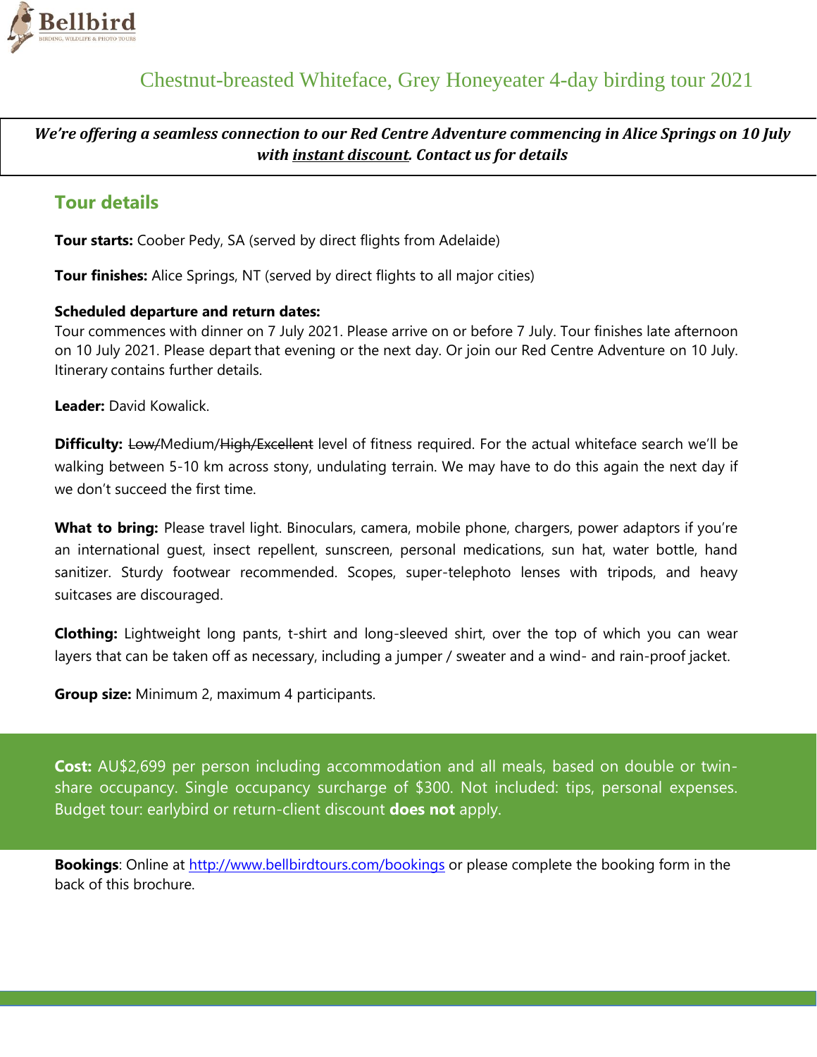# Chestnut-breasted Whiteface, Grey Honeyeater 4-day birding tour 2021

***We're offering a seamless connection to our Red Centre Adventure commencing in Alice Springs on 10 July with instant discount. Contact us for details***

## Tour details

**Tour starts:** Coober Pedy, SA (served by direct flights from Adelaide)

**Tour finishes:** Alice Springs, NT (served by direct flights to all major cities)

**Scheduled departure and return dates:**
Tour commences with dinner on 7 July 2021. Please arrive on or before 7 July. Tour finishes late afternoon on 10 July 2021. Please depart that evening or the next day. Or join our Red Centre Adventure on 10 July. Itinerary contains further details.

**Leader:** David Kowalick.

**Difficulty:** ~~Low/~~Medium/~~High/Excellent~~ level of fitness required. For the actual whiteface search we'll be walking between 5-10 km across stony, undulating terrain. We may have to do this again the next day if we don't succeed the first time.

**What to bring:** Please travel light. Binoculars, camera, mobile phone, chargers, power adaptors if you're an international guest, insect repellent, sunscreen, personal medications, sun hat, water bottle, hand sanitizer. Sturdy footwear recommended. Scopes, super-telephoto lenses with tripods, and heavy suitcases are discouraged.

**Clothing:** Lightweight long pants, t-shirt and long-sleeved shirt, over the top of which you can wear layers that can be taken off as necessary, including a jumper / sweater and a wind- and rain-proof jacket.

**Group size:** Minimum 2, maximum 4 participants.

**Cost:** AU$2,699 per person including accommodation and all meals, based on double or twin-share occupancy. Single occupancy surcharge of $300. Not included: tips, personal expenses. Budget tour: earlybird or return-client discount **does not** apply.

**Bookings**: Online at http://www.bellbirdtours.com/bookings or please complete the booking form in the back of this brochure.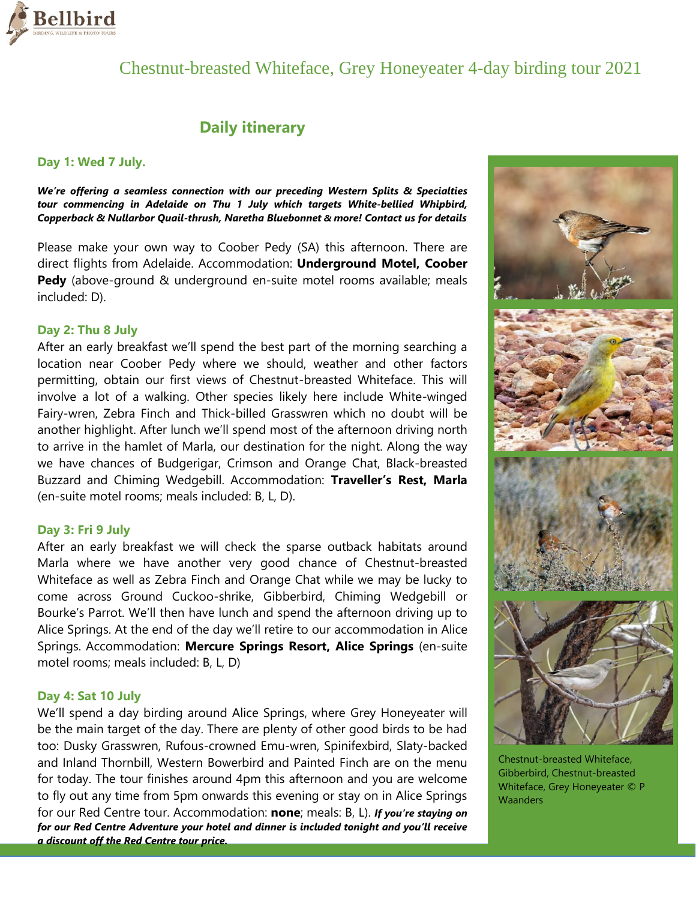# Chestnut-breasted Whiteface, Grey Honeyeater 4-day birding tour 2021

## Daily itinerary

### Day 1: Wed 7 July.

***We're offering a seamless connection with our preceding Western Splits & Specialties tour commencing in Adelaide on Thu 1 July which targets White-bellied Whipbird, Copperback & Nullarbor Quail-thrush, Naretha Bluebonnet & more! Contact us for details***

Please make your own way to Coober Pedy (SA) this afternoon. There are direct flights from Adelaide. Accommodation: **Underground Motel, Coober Pedy** (above-ground & underground en-suite motel rooms available; meals included: D).

### Day 2: Thu 8 July

After an early breakfast we'll spend the best part of the morning searching a location near Coober Pedy where we should, weather and other factors permitting, obtain our first views of Chestnut-breasted Whiteface. This will involve a lot of a walking. Other species likely here include White-winged Fairy-wren, Zebra Finch and Thick-billed Grasswren which no doubt will be another highlight. After lunch we'll spend most of the afternoon driving north to arrive in the hamlet of Marla, our destination for the night. Along the way we have chances of Budgerigar, Crimson and Orange Chat, Black-breasted Buzzard and Chiming Wedgebill. Accommodation: **Traveller's Rest, Marla** (en-suite motel rooms; meals included: B, L, D).

### Day 3: Fri 9 July

After an early breakfast we will check the sparse outback habitats around Marla where we have another very good chance of Chestnut-breasted Whiteface as well as Zebra Finch and Orange Chat while we may be lucky to come across Ground Cuckoo-shrike, Gibberbird, Chiming Wedgebill or Bourke's Parrot. We'll then have lunch and spend the afternoon driving up to Alice Springs. At the end of the day we'll retire to our accommodation in Alice Springs. Accommodation: **Mercure Springs Resort, Alice Springs** (en-suite motel rooms; meals included: B, L, D)

### Day 4: Sat 10 July

We'll spend a day birding around Alice Springs, where Grey Honeyeater will be the main target of the day. There are plenty of other good birds to be had too: Dusky Grasswren, Rufous-crowned Emu-wren, Spinifexbird, Slaty-backed and Inland Thornbill, Western Bowerbird and Painted Finch are on the menu for today. The tour finishes around 4pm this afternoon and you are welcome to fly out any time from 5pm onwards this evening or stay on in Alice Springs for our Red Centre tour. Accommodation: **none**; meals: B, L). ***If you're staying on for our Red Centre Adventure your hotel and dinner is included tonight and you'll receive a discount off the Red Centre tour price.***

Chestnut-breasted Whiteface, Gibberbird, Chestnut-breasted Whiteface, Grey Honeyeater © P Waanders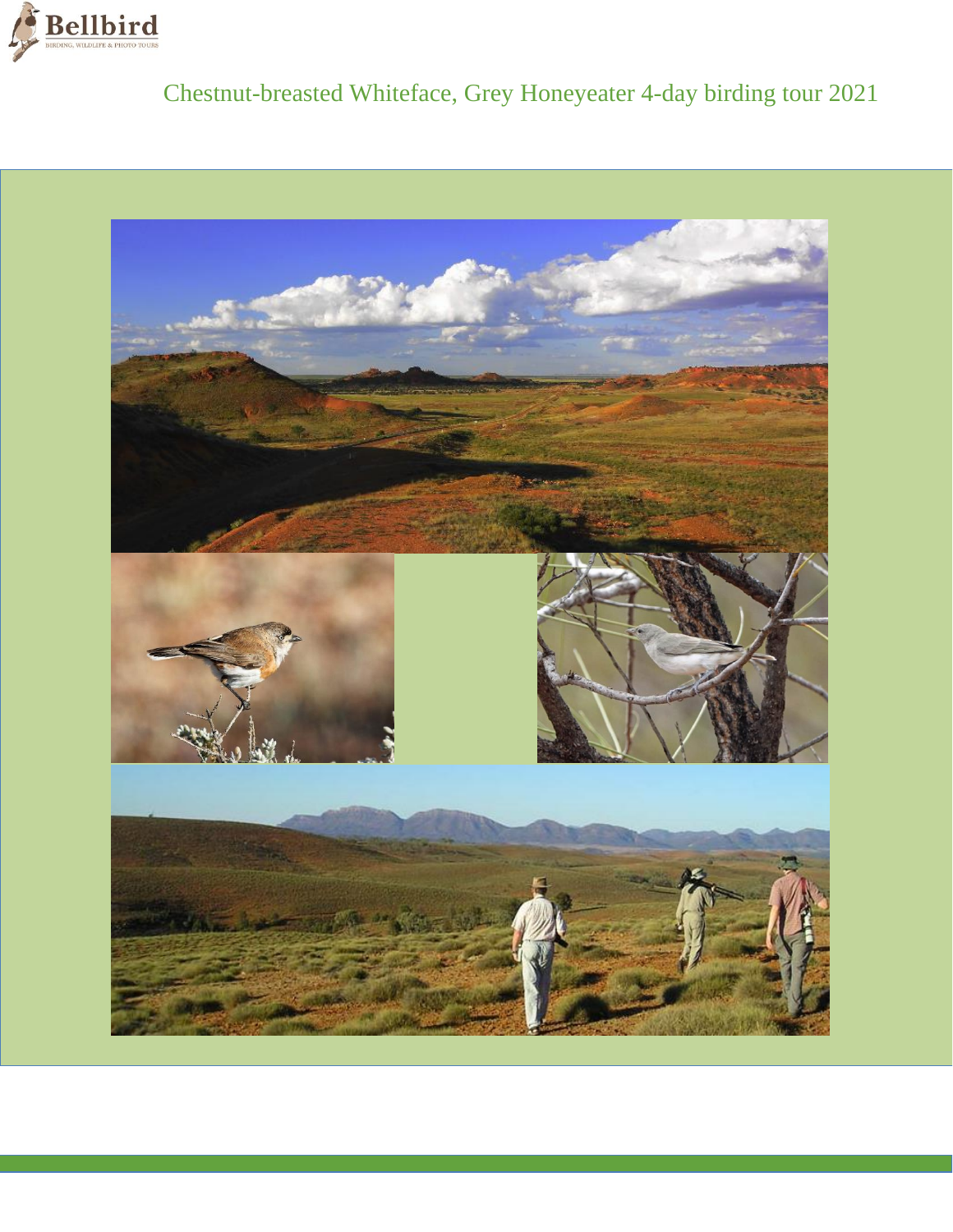Chestnut-breasted Whiteface, Grey Honeyeater 4-day birding tour 2021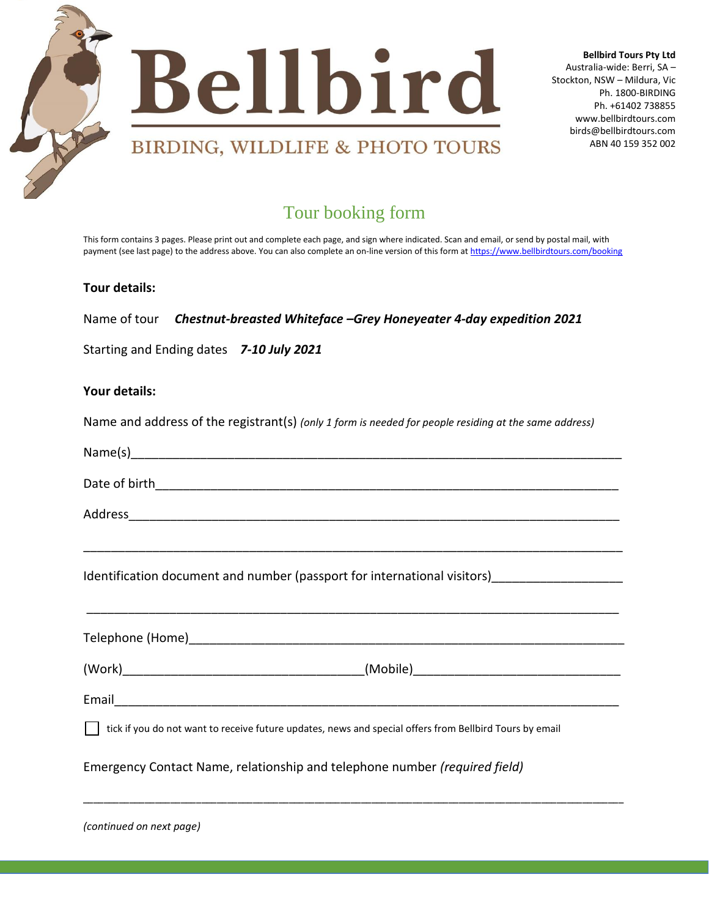# Bellbird

BIRDING, WILDLIFE & PHOTO TOURS

**Bellbird Tours Pty Ltd**
Australia-wide: Berri, SA – Stockton, NSW – Mildura, Vic
Ph. 1800-BIRDING
Ph. +61402 738855
www.bellbirdtours.com
birds@bellbirdtours.com
ABN 40 159 352 002

## Tour booking form

This form contains 3 pages. Please print out and complete each page, and sign where indicated. Scan and email, or send by postal mail, with payment (see last page) to the address above. You can also complete an on-line version of this form at https://www.bellbirdtours.com/booking

**Tour details:**

Name of tour ***Chestnut-breasted Whiteface –Grey Honeyeater 4-day expedition 2021***

Starting and Ending dates ***7-10 July 2021***

**Your details:**

Name and address of the registrant(s) *(only 1 form is needed for people residing at the same address)*

Name(s)\_\_\_\_\_\_\_\_\_\_\_\_\_\_\_\_\_\_\_\_\_\_\_\_\_\_\_\_\_\_\_\_\_\_\_\_\_\_\_\_\_\_\_\_\_\_\_\_\_\_\_\_\_\_\_\_\_\_\_\_

Date of birth\_\_\_\_\_\_\_\_\_\_\_\_\_\_\_\_\_\_\_\_\_\_\_\_\_\_\_\_\_\_\_\_\_\_\_\_\_\_\_\_\_\_\_\_\_\_\_\_\_\_\_\_\_\_\_\_

Address\_\_\_\_\_\_\_\_\_\_\_\_\_\_\_\_\_\_\_\_\_\_\_\_\_\_\_\_\_\_\_\_\_\_\_\_\_\_\_\_\_\_\_\_\_\_\_\_\_\_\_\_\_\_\_\_\_\_\_

\_\_\_\_\_\_\_\_\_\_\_\_\_\_\_\_\_\_\_\_\_\_\_\_\_\_\_\_\_\_\_\_\_\_\_\_\_\_\_\_\_\_\_\_\_\_\_\_\_\_\_\_\_\_\_\_\_\_\_\_\_\_\_\_\_\_

Identification document and number (passport for international visitors)\_\_\_\_\_\_\_\_\_\_\_\_\_\_\_\_

\_\_\_\_\_\_\_\_\_\_\_\_\_\_\_\_\_\_\_\_\_\_\_\_\_\_\_\_\_\_\_\_\_\_\_\_\_\_\_\_\_\_\_\_\_\_\_\_\_\_\_\_\_\_\_\_\_\_\_\_\_\_\_\_\_\_

Telephone (Home)\_\_\_\_\_\_\_\_\_\_\_\_\_\_\_\_\_\_\_\_\_\_\_\_\_\_\_\_\_\_\_\_\_\_\_\_\_\_\_\_\_\_\_\_\_\_\_\_\_\_\_

(Work)\_\_\_\_\_\_\_\_\_\_\_\_\_\_\_\_\_\_\_\_\_\_\_\_\_\_\_\_(Mobile)\_\_\_\_\_\_\_\_\_\_\_\_\_\_\_\_\_\_\_\_\_\_\_\_\_

Email\_\_\_\_\_\_\_\_\_\_\_\_\_\_\_\_\_\_\_\_\_\_\_\_\_\_\_\_\_\_\_\_\_\_\_\_\_\_\_\_\_\_\_\_\_\_\_\_\_\_\_\_\_\_\_\_\_\_\_\_\_

☐ tick if you do not want to receive future updates, news and special offers from Bellbird Tours by email

Emergency Contact Name, relationship and telephone number *(required field)*

\_\_\_\_\_\_\_\_\_\_\_\_\_\_\_\_\_\_\_\_\_\_\_\_\_\_\_\_\_\_\_\_\_\_\_\_\_\_\_\_\_\_\_\_\_\_\_\_\_\_\_\_\_\_\_\_\_\_\_\_\_\_\_\_\_\_

*(continued on next page)*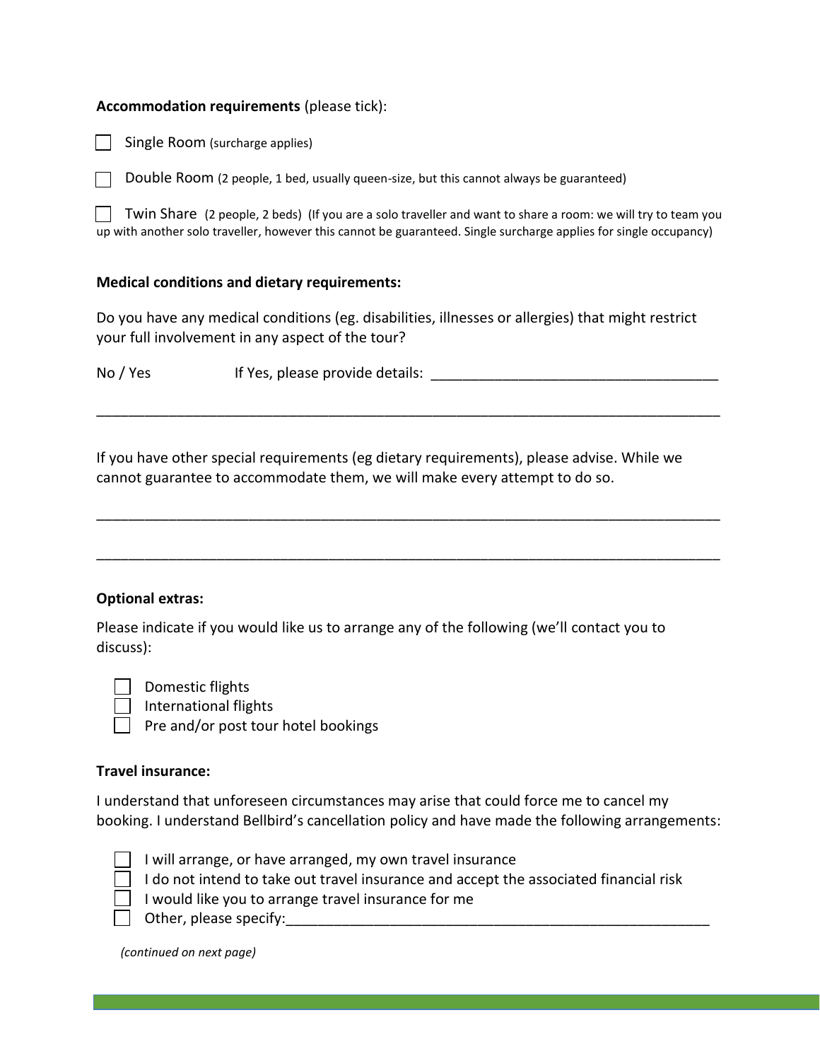**Accommodation requirements** (please tick):

- [ ] Single Room (surcharge applies)
- [ ] Double Room (2 people, 1 bed, usually queen-size, but this cannot always be guaranteed)
- [ ] Twin Share (2 people, 2 beds) (If you are a solo traveller and want to share a room: we will try to team you up with another solo traveller, however this cannot be guaranteed. Single surcharge applies for single occupancy)

**Medical conditions and dietary requirements:**

Do you have any medical conditions (eg. disabilities, illnesses or allergies) that might restrict your full involvement in any aspect of the tour?

No / Yes    If Yes, please provide details: ___________________________________

_______________________________________________________________________________

If you have other special requirements (eg dietary requirements), please advise. While we cannot guarantee to accommodate them, we will make every attempt to do so.

_______________________________________________________________________________

_______________________________________________________________________________

**Optional extras:**

Please indicate if you would like us to arrange any of the following (we'll contact you to discuss):

- [ ] Domestic flights
- [ ] International flights
- [ ] Pre and/or post tour hotel bookings

**Travel insurance:**

I understand that unforeseen circumstances may arise that could force me to cancel my booking. I understand Bellbird's cancellation policy and have made the following arrangements:

- [ ] I will arrange, or have arranged, my own travel insurance
- [ ] I do not intend to take out travel insurance and accept the associated financial risk
- [ ] I would like you to arrange travel insurance for me
- [ ] Other, please specify:_______________________________________________________

*(continued on next page)*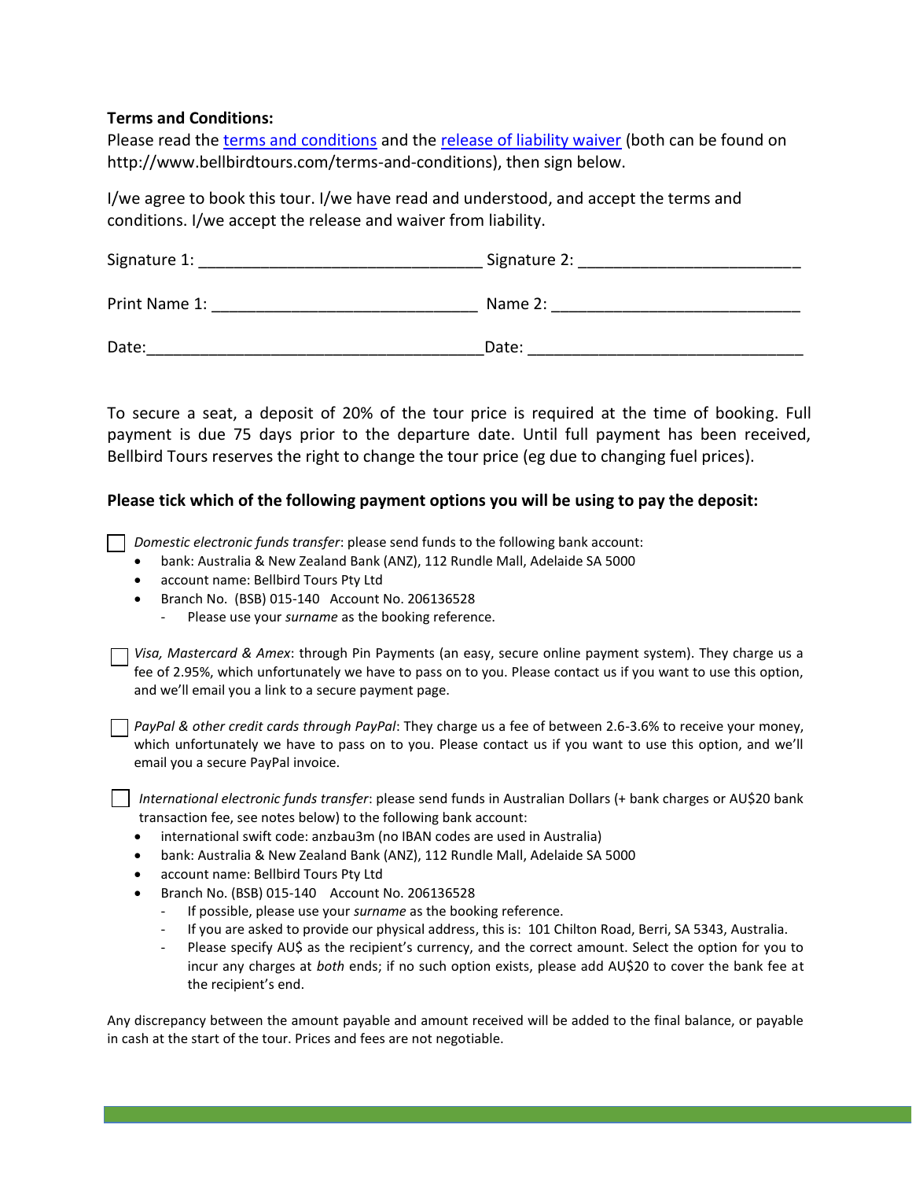**Terms and Conditions:**

Please read the [terms and conditions] and the [release of liability waiver] (both can be found on http://www.bellbirdtours.com/terms-and-conditions), then sign below.

I/we agree to book this tour. I/we have read and understood, and accept the terms and conditions. I/we accept the release and waiver from liability.

Signature 1: _______________________________ Signature 2: ________________________

Print Name 1: _____________________________ Name 2: ___________________________

Date:_____________________________________Date: ______________________________

To secure a seat, a deposit of 20% of the tour price is required at the time of booking. Full payment is due 75 days prior to the departure date. Until full payment has been received, Bellbird Tours reserves the right to change the tour price (eg due to changing fuel prices).

**Please tick which of the following payment options you will be using to pay the deposit:**

☐ *Domestic electronic funds transfer*: please send funds to the following bank account:

- bank: Australia & New Zealand Bank (ANZ), 112 Rundle Mall, Adelaide SA 5000
- account name: Bellbird Tours Pty Ltd
- Branch No. (BSB) 015-140 Account No. 206136528
  - Please use your *surname* as the booking reference.

☐ *Visa, Mastercard & Amex*: through Pin Payments (an easy, secure online payment system). They charge us a fee of 2.95%, which unfortunately we have to pass on to you. Please contact us if you want to use this option, and we'll email you a link to a secure payment page.

☐ *PayPal & other credit cards through PayPal*: They charge us a fee of between 2.6-3.6% to receive your money, which unfortunately we have to pass on to you. Please contact us if you want to use this option, and we'll email you a secure PayPal invoice.

☐ *International electronic funds transfer*: please send funds in Australian Dollars (+ bank charges or AU$20 bank transaction fee, see notes below) to the following bank account:

- international swift code: anzbau3m (no IBAN codes are used in Australia)
- bank: Australia & New Zealand Bank (ANZ), 112 Rundle Mall, Adelaide SA 5000
- account name: Bellbird Tours Pty Ltd
- Branch No. (BSB) 015-140 Account No. 206136528
  - If possible, please use your *surname* as the booking reference.
  - If you are asked to provide our physical address, this is: 101 Chilton Road, Berri, SA 5343, Australia.
  - Please specify AU$ as the recipient's currency, and the correct amount. Select the option for you to incur any charges at *both* ends; if no such option exists, please add AU$20 to cover the bank fee at the recipient's end.

Any discrepancy between the amount payable and amount received will be added to the final balance, or payable in cash at the start of the tour. Prices and fees are not negotiable.